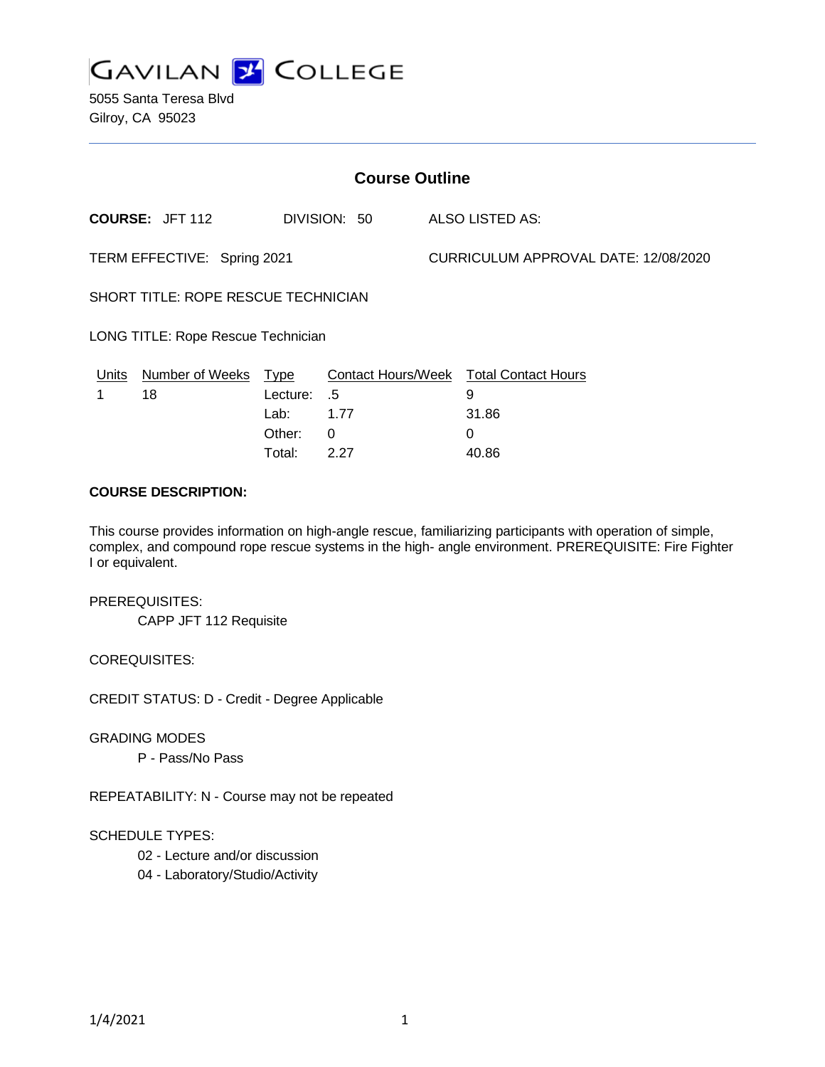# GAVILAN COLLEGE

5055 Santa Teresa Blvd
Gilroy, CA 95023

## Course Outline

**COURSE:** JFT 112 DIVISION: 50 ALSO LISTED AS:

TERM EFFECTIVE: Spring 2021 CURRICULUM APPROVAL DATE: 12/08/2020

SHORT TITLE: ROPE RESCUE TECHNICIAN

LONG TITLE: Rope Rescue Technician

| Units | Number of Weeks | Type | Contact Hours/Week | Total Contact Hours |
|---|---|---|---|---|
| 1 | 18 | Lecture: | .5 | 9 |
| | | Lab: | 1.77 | 31.86 |
| | | Other: | 0 | 0 |
| | | Total: | 2.27 | 40.86 |

**COURSE DESCRIPTION:**

This course provides information on high-angle rescue, familiarizing participants with operation of simple, complex, and compound rope rescue systems in the high- angle environment. PREREQUISITE: Fire Fighter I or equivalent.

PREREQUISITES:

CAPP JFT 112 Requisite

COREQUISITES:

CREDIT STATUS: D - Credit - Degree Applicable

GRADING MODES

P - Pass/No Pass

REPEATABILITY: N - Course may not be repeated

SCHEDULE TYPES:

02 - Lecture and/or discussion

04 - Laboratory/Studio/Activity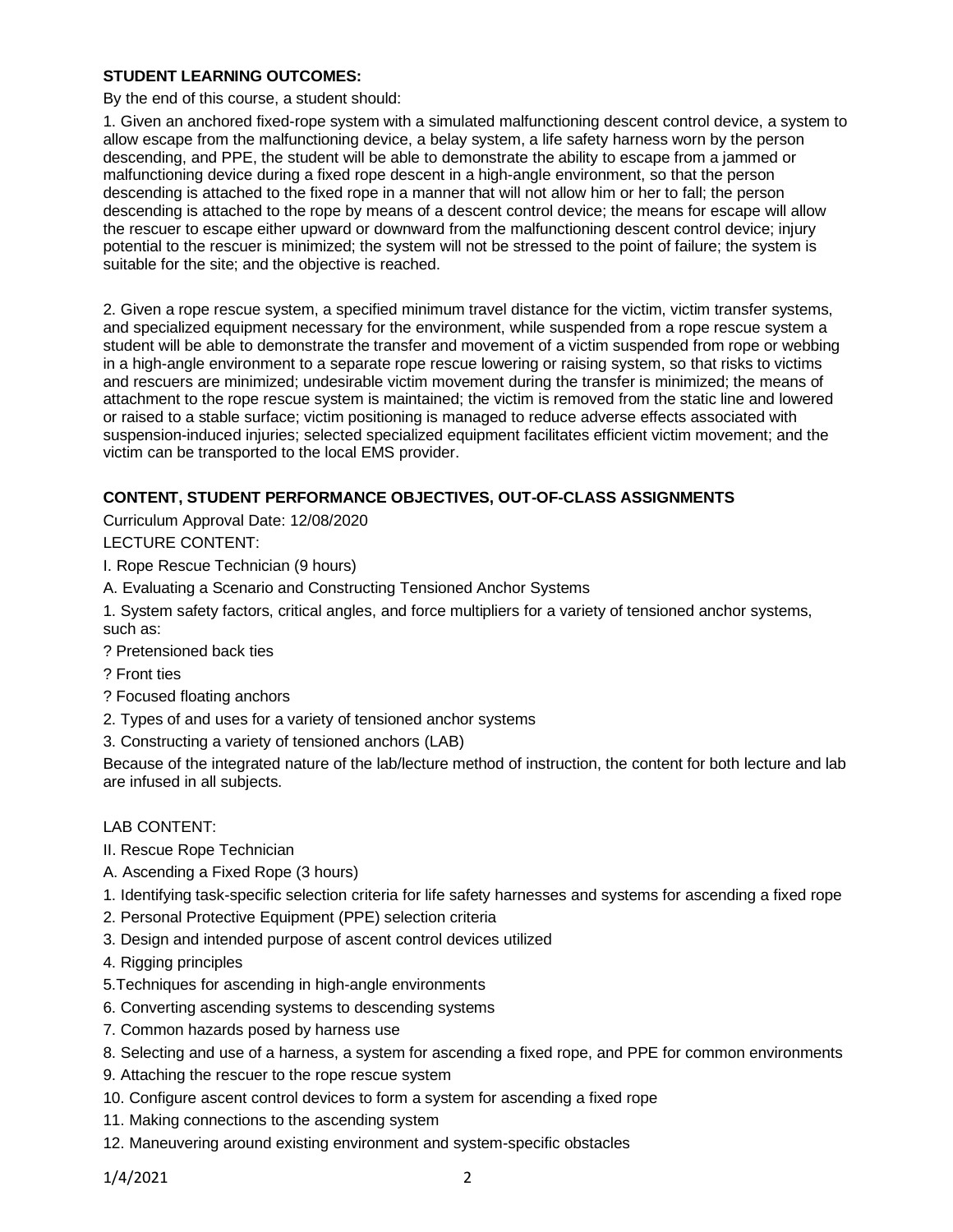**STUDENT LEARNING OUTCOMES:**

By the end of this course, a student should:

1. Given an anchored fixed-rope system with a simulated malfunctioning descent control device, a system to allow escape from the malfunctioning device, a belay system, a life safety harness worn by the person descending, and PPE, the student will be able to demonstrate the ability to escape from a jammed or malfunctioning device during a fixed rope descent in a high-angle environment, so that the person descending is attached to the fixed rope in a manner that will not allow him or her to fall; the person descending is attached to the rope by means of a descent control device; the means for escape will allow the rescuer to escape either upward or downward from the malfunctioning descent control device; injury potential to the rescuer is minimized; the system will not be stressed to the point of failure; the system is suitable for the site; and the objective is reached.

2. Given a rope rescue system, a specified minimum travel distance for the victim, victim transfer systems, and specialized equipment necessary for the environment, while suspended from a rope rescue system a student will be able to demonstrate the transfer and movement of a victim suspended from rope or webbing in a high-angle environment to a separate rope rescue lowering or raising system, so that risks to victims and rescuers are minimized; undesirable victim movement during the transfer is minimized; the means of attachment to the rope rescue system is maintained; the victim is removed from the static line and lowered or raised to a stable surface; victim positioning is managed to reduce adverse effects associated with suspension-induced injuries; selected specialized equipment facilitates efficient victim movement; and the victim can be transported to the local EMS provider.

**CONTENT, STUDENT PERFORMANCE OBJECTIVES, OUT-OF-CLASS ASSIGNMENTS**

Curriculum Approval Date: 12/08/2020

LECTURE CONTENT:

I. Rope Rescue Technician (9 hours)

A. Evaluating a Scenario and Constructing Tensioned Anchor Systems

1. System safety factors, critical angles, and force multipliers for a variety of tensioned anchor systems, such as:

? Pretensioned back ties

? Front ties

? Focused floating anchors

2. Types of and uses for a variety of tensioned anchor systems

3. Constructing a variety of tensioned anchors (LAB)

Because of the integrated nature of the lab/lecture method of instruction, the content for both lecture and lab are infused in all subjects.

LAB CONTENT:

II. Rescue Rope Technician

A. Ascending a Fixed Rope (3 hours)

1. Identifying task-specific selection criteria for life safety harnesses and systems for ascending a fixed rope

2. Personal Protective Equipment (PPE) selection criteria

3. Design and intended purpose of ascent control devices utilized

4. Rigging principles

5.Techniques for ascending in high-angle environments

6. Converting ascending systems to descending systems

7. Common hazards posed by harness use

8. Selecting and use of a harness, a system for ascending a fixed rope, and PPE for common environments

9. Attaching the rescuer to the rope rescue system

10. Configure ascent control devices to form a system for ascending a fixed rope

11. Making connections to the ascending system

12. Maneuvering around existing environment and system-specific obstacles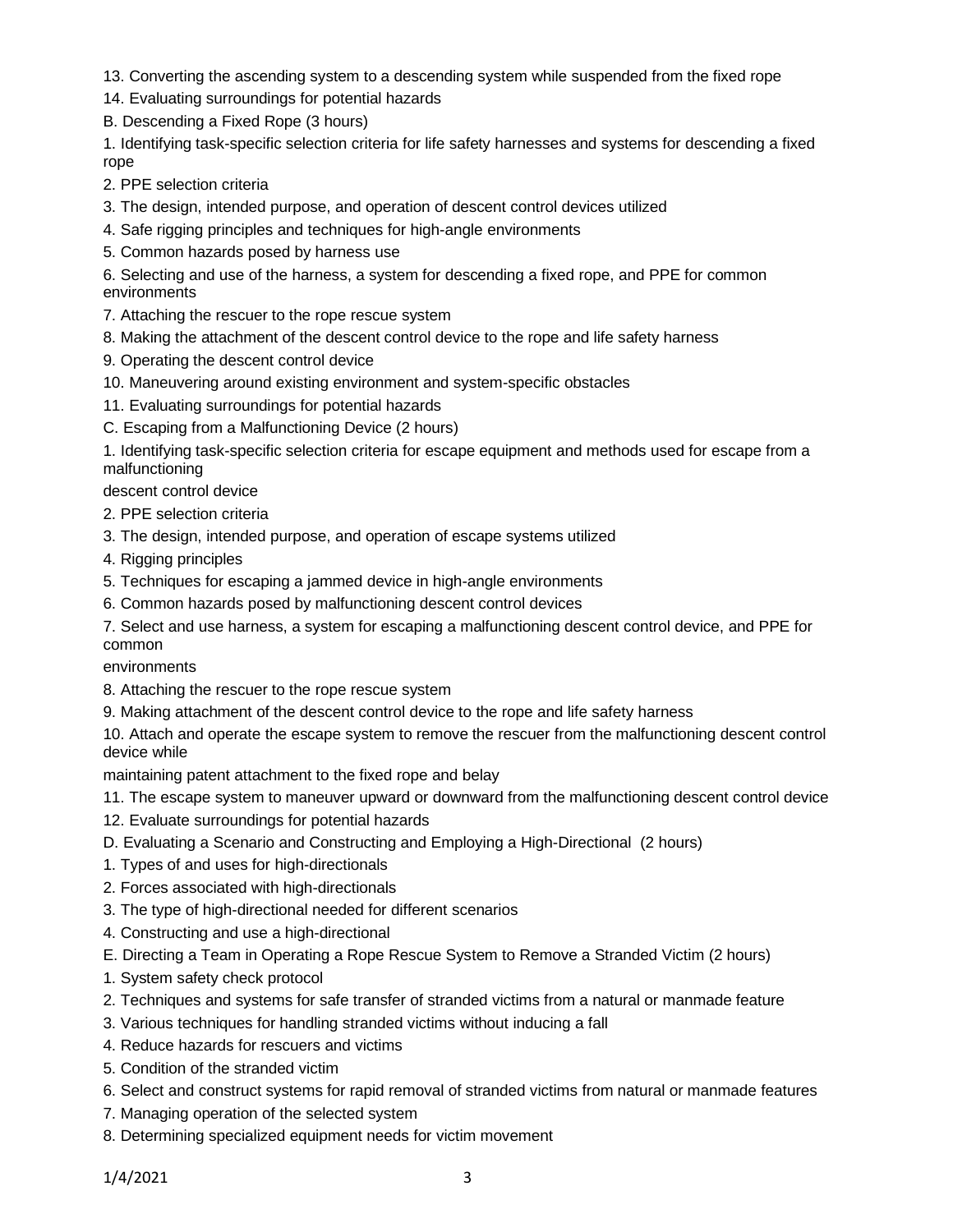13. Converting the ascending system to a descending system while suspended from the fixed rope
14. Evaluating surroundings for potential hazards

B. Descending a Fixed Rope (3 hours)

1. Identifying task-specific selection criteria for life safety harnesses and systems for descending a fixed rope
2. PPE selection criteria
3. The design, intended purpose, and operation of descent control devices utilized
4. Safe rigging principles and techniques for high-angle environments
5. Common hazards posed by harness use
6. Selecting and use of the harness, a system for descending a fixed rope, and PPE for common environments
7. Attaching the rescuer to the rope rescue system
8. Making the attachment of the descent control device to the rope and life safety harness
9. Operating the descent control device
10. Maneuvering around existing environment and system-specific obstacles
11. Evaluating surroundings for potential hazards

C. Escaping from a Malfunctioning Device (2 hours)

1. Identifying task-specific selection criteria for escape equipment and methods used for escape from a malfunctioning descent control device
2. PPE selection criteria
3. The design, intended purpose, and operation of escape systems utilized
4. Rigging principles
5. Techniques for escaping a jammed device in high-angle environments
6. Common hazards posed by malfunctioning descent control devices
7. Select and use harness, a system for escaping a malfunctioning descent control device, and PPE for common environments
8. Attaching the rescuer to the rope rescue system
9. Making attachment of the descent control device to the rope and life safety harness
10. Attach and operate the escape system to remove the rescuer from the malfunctioning descent control device while maintaining patent attachment to the fixed rope and belay
11. The escape system to maneuver upward or downward from the malfunctioning descent control device
12. Evaluate surroundings for potential hazards

D. Evaluating a Scenario and Constructing and Employing a High-Directional (2 hours)

1. Types of and uses for high-directionals
2. Forces associated with high-directionals
3. The type of high-directional needed for different scenarios
4. Constructing and use a high-directional

E. Directing a Team in Operating a Rope Rescue System to Remove a Stranded Victim (2 hours)

1. System safety check protocol
2. Techniques and systems for safe transfer of stranded victims from a natural or manmade feature
3. Various techniques for handling stranded victims without inducing a fall
4. Reduce hazards for rescuers and victims
5. Condition of the stranded victim
6. Select and construct systems for rapid removal of stranded victims from natural or manmade features
7. Managing operation of the selected system
8. Determining specialized equipment needs for victim movement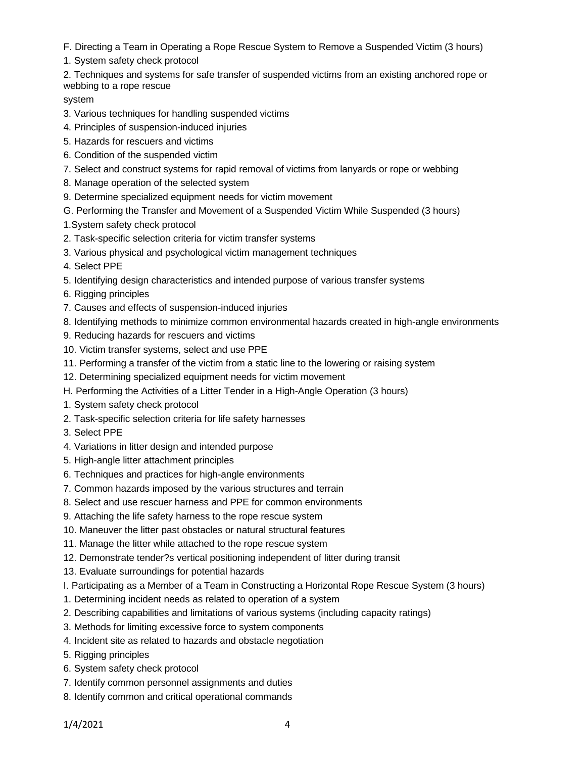F. Directing a Team in Operating a Rope Rescue System to Remove a Suspended Victim (3 hours)

1. System safety check protocol
2. Techniques and systems for safe transfer of suspended victims from an existing anchored rope or webbing to a rope rescue system
3. Various techniques for handling suspended victims
4. Principles of suspension-induced injuries
5. Hazards for rescuers and victims
6. Condition of the suspended victim
7. Select and construct systems for rapid removal of victims from lanyards or rope or webbing
8. Manage operation of the selected system
9. Determine specialized equipment needs for victim movement

G. Performing the Transfer and Movement of a Suspended Victim While Suspended (3 hours)

1. System safety check protocol
2. Task-specific selection criteria for victim transfer systems
3. Various physical and psychological victim management techniques
4. Select PPE
5. Identifying design characteristics and intended purpose of various transfer systems
6. Rigging principles
7. Causes and effects of suspension-induced injuries
8. Identifying methods to minimize common environmental hazards created in high-angle environments
9. Reducing hazards for rescuers and victims
10. Victim transfer systems, select and use PPE
11. Performing a transfer of the victim from a static line to the lowering or raising system
12. Determining specialized equipment needs for victim movement

H. Performing the Activities of a Litter Tender in a High-Angle Operation (3 hours)

1. System safety check protocol
2. Task-specific selection criteria for life safety harnesses
3. Select PPE
4. Variations in litter design and intended purpose
5. High-angle litter attachment principles
6. Techniques and practices for high-angle environments
7. Common hazards imposed by the various structures and terrain
8. Select and use rescuer harness and PPE for common environments
9. Attaching the life safety harness to the rope rescue system
10. Maneuver the litter past obstacles or natural structural features
11. Manage the litter while attached to the rope rescue system
12. Demonstrate tender?s vertical positioning independent of litter during transit
13. Evaluate surroundings for potential hazards

I. Participating as a Member of a Team in Constructing a Horizontal Rope Rescue System (3 hours)

1. Determining incident needs as related to operation of a system
2. Describing capabilities and limitations of various systems (including capacity ratings)
3. Methods for limiting excessive force to system components
4. Incident site as related to hazards and obstacle negotiation
5. Rigging principles
6. System safety check protocol
7. Identify common personnel assignments and duties
8. Identify common and critical operational commands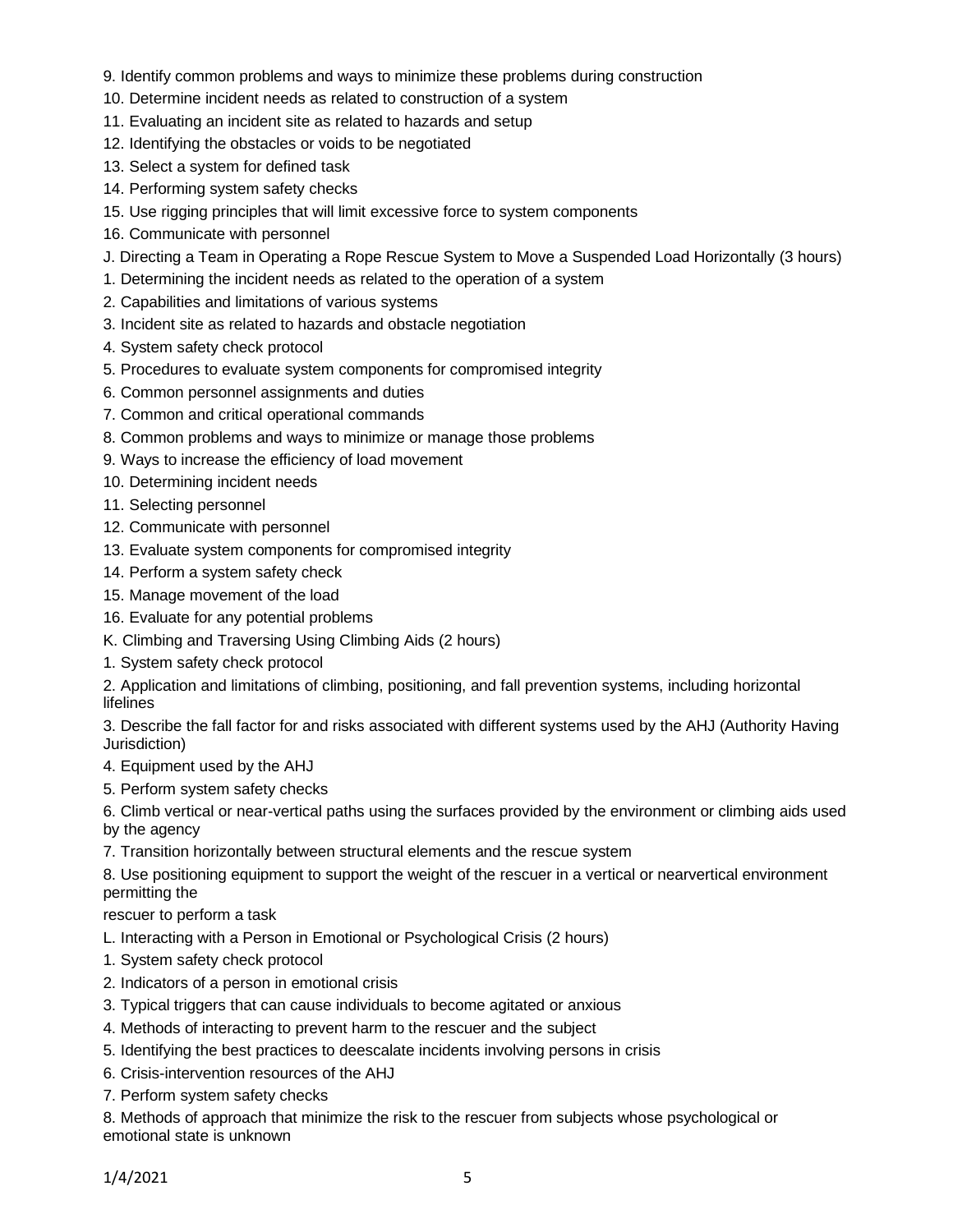9. Identify common problems and ways to minimize these problems during construction
10. Determine incident needs as related to construction of a system
11. Evaluating an incident site as related to hazards and setup
12. Identifying the obstacles or voids to be negotiated
13. Select a system for defined task
14. Performing system safety checks
15. Use rigging principles that will limit excessive force to system components
16. Communicate with personnel

J. Directing a Team in Operating a Rope Rescue System to Move a Suspended Load Horizontally (3 hours)

1. Determining the incident needs as related to the operation of a system
2. Capabilities and limitations of various systems
3. Incident site as related to hazards and obstacle negotiation
4. System safety check protocol
5. Procedures to evaluate system components for compromised integrity
6. Common personnel assignments and duties
7. Common and critical operational commands
8. Common problems and ways to minimize or manage those problems
9. Ways to increase the efficiency of load movement
10. Determining incident needs
11. Selecting personnel
12. Communicate with personnel
13. Evaluate system components for compromised integrity
14. Perform a system safety check
15. Manage movement of the load
16. Evaluate for any potential problems

K. Climbing and Traversing Using Climbing Aids (2 hours)

1. System safety check protocol
2. Application and limitations of climbing, positioning, and fall prevention systems, including horizontal lifelines
3. Describe the fall factor for and risks associated with different systems used by the AHJ (Authority Having Jurisdiction)
4. Equipment used by the AHJ
5. Perform system safety checks
6. Climb vertical or near-vertical paths using the surfaces provided by the environment or climbing aids used by the agency
7. Transition horizontally between structural elements and the rescue system
8. Use positioning equipment to support the weight of the rescuer in a vertical or nearvertical environment permitting the rescuer to perform a task

L. Interacting with a Person in Emotional or Psychological Crisis (2 hours)

1. System safety check protocol
2. Indicators of a person in emotional crisis
3. Typical triggers that can cause individuals to become agitated or anxious
4. Methods of interacting to prevent harm to the rescuer and the subject
5. Identifying the best practices to deescalate incidents involving persons in crisis
6. Crisis-intervention resources of the AHJ
7. Perform system safety checks
8. Methods of approach that minimize the risk to the rescuer from subjects whose psychological or emotional state is unknown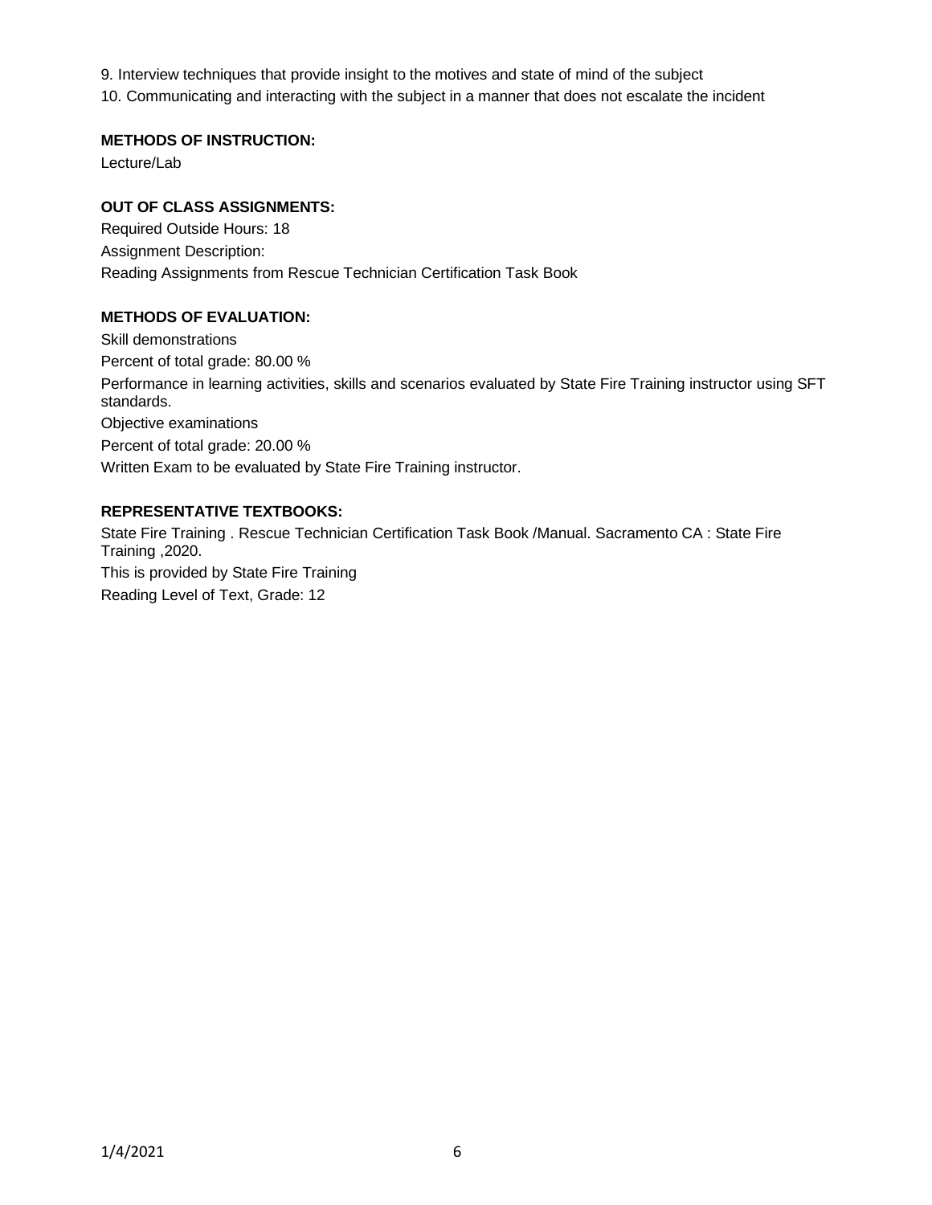9. Interview techniques that provide insight to the motives and state of mind of the subject
10. Communicating and interacting with the subject in a manner that does not escalate the incident

**METHODS OF INSTRUCTION:**

Lecture/Lab

**OUT OF CLASS ASSIGNMENTS:**

Required Outside Hours: 18

Assignment Description:

Reading Assignments from Rescue Technician Certification Task Book

**METHODS OF EVALUATION:**

Skill demonstrations

Percent of total grade: 80.00 %

Performance in learning activities, skills and scenarios evaluated by State Fire Training instructor using SFT standards.

Objective examinations

Percent of total grade: 20.00 %

Written Exam to be evaluated by State Fire Training instructor.

**REPRESENTATIVE TEXTBOOKS:**

State Fire Training . Rescue Technician Certification Task Book /Manual. Sacramento CA : State Fire Training ,2020.

This is provided by State Fire Training

Reading Level of Text, Grade: 12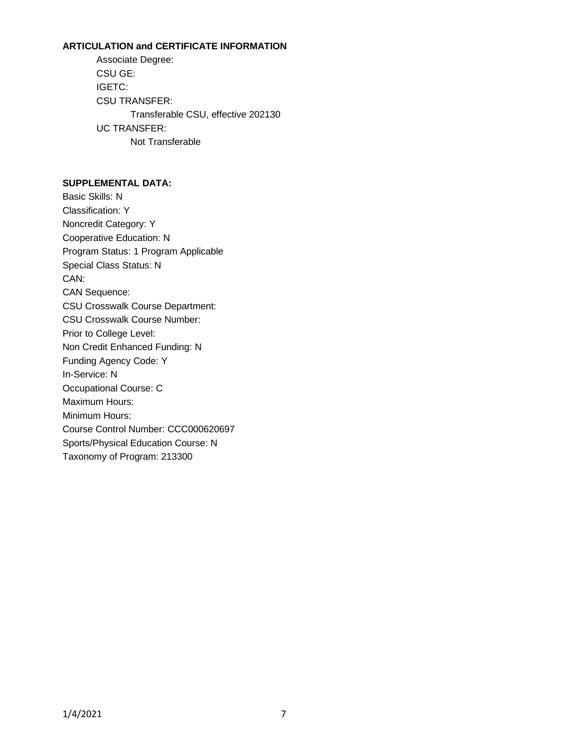**ARTICULATION and CERTIFICATE INFORMATION**

Associate Degree:
CSU GE:
IGETC:
CSU TRANSFER:
Transferable CSU, effective 202130
UC TRANSFER:
Not Transferable

**SUPPLEMENTAL DATA:**

Basic Skills: N
Classification: Y
Noncredit Category: Y
Cooperative Education: N
Program Status: 1 Program Applicable
Special Class Status: N
CAN:
CAN Sequence:
CSU Crosswalk Course Department:
CSU Crosswalk Course Number:
Prior to College Level:
Non Credit Enhanced Funding: N
Funding Agency Code: Y
In-Service: N
Occupational Course: C
Maximum Hours:
Minimum Hours:
Course Control Number: CCC000620697
Sports/Physical Education Course: N
Taxonomy of Program: 213300